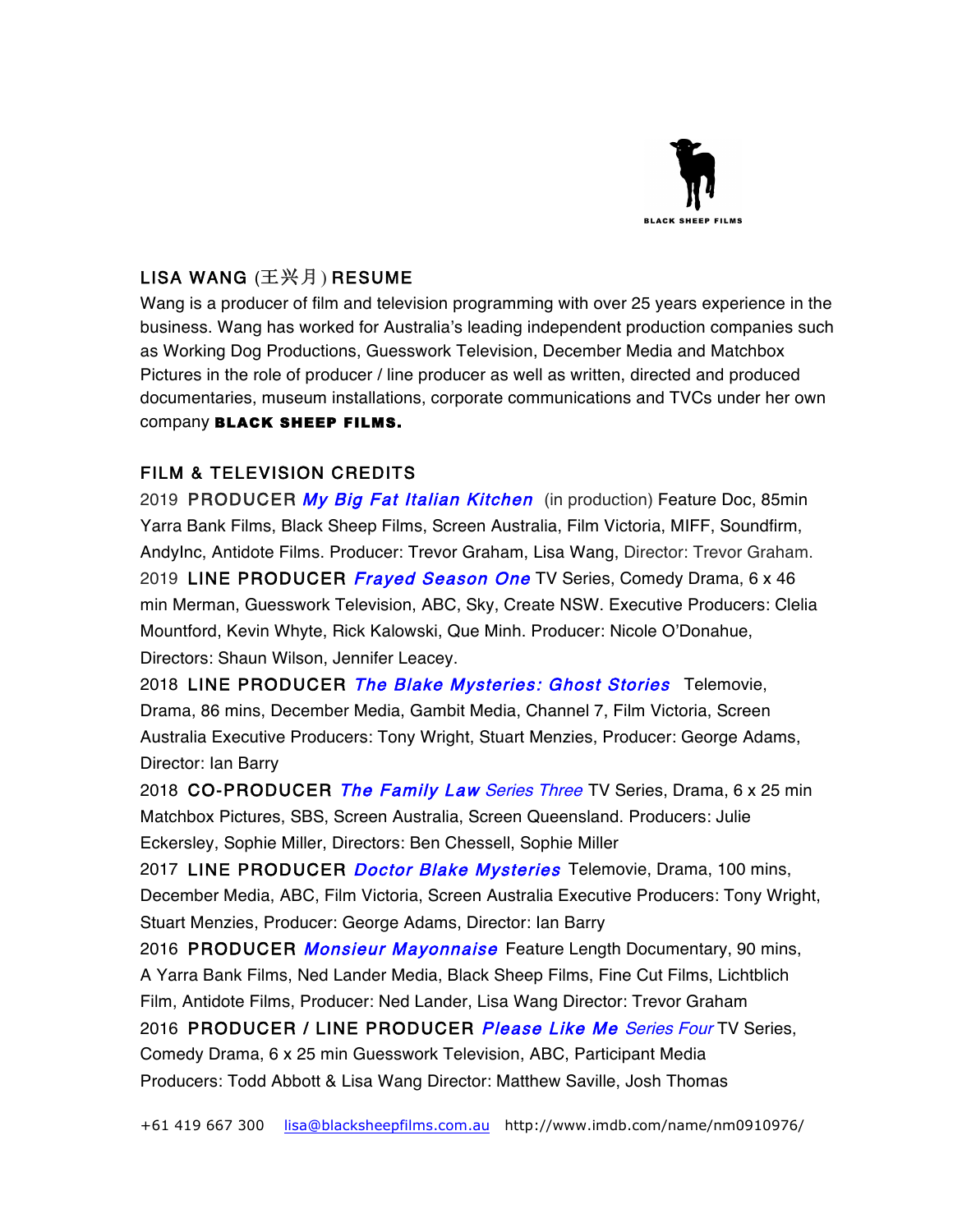BLACK SHEEP FILMS

## LISA WANG (王兴月) RESUME

Wang is a producer of film and television programming with over 25 years experience in the business. Wang has worked for Australia's leading independent production companies such as Working Dog Productions, Guesswork Television, December Media and Matchbox Pictures in the role of producer / line producer as well as written, directed and produced documentaries, museum installations, corporate communications and TVCs under her own company **BLACK SHEEP FILMS.**

## FILM & TELEVISION CREDITS

2019 PRODUCER ***My Big Fat Italian Kitchen*** (in production) Feature Doc, 85min Yarra Bank Films, Black Sheep Films, Screen Australia, Film Victoria, MIFF, Soundfirm, AndyInc, Antidote Films. Producer: Trevor Graham, Lisa Wang, Director: Trevor Graham.

2019 LINE PRODUCER ***Frayed Season One*** TV Series, Comedy Drama, 6 x 46 min Merman, Guesswork Television, ABC, Sky, Create NSW. Executive Producers: Clelia Mountford, Kevin Whyte, Rick Kalowski, Que Minh. Producer: Nicole O'Donahue, Directors: Shaun Wilson, Jennifer Leacey.

2018 LINE PRODUCER ***The Blake Mysteries: Ghost Stories*** Telemovie, Drama, 86 mins, December Media, Gambit Media, Channel 7, Film Victoria, Screen Australia Executive Producers: Tony Wright, Stuart Menzies, Producer: George Adams, Director: Ian Barry

2018 CO-PRODUCER ***The Family Law*** *Series Three* TV Series, Drama, 6 x 25 min Matchbox Pictures, SBS, Screen Australia, Screen Queensland. Producers: Julie Eckersley, Sophie Miller, Directors: Ben Chessell, Sophie Miller

2017 LINE PRODUCER ***Doctor Blake Mysteries*** Telemovie, Drama, 100 mins, December Media, ABC, Film Victoria, Screen Australia Executive Producers: Tony Wright, Stuart Menzies, Producer: George Adams, Director: Ian Barry

2016 PRODUCER ***Monsieur Mayonnaise*** Feature Length Documentary, 90 mins, A Yarra Bank Films, Ned Lander Media, Black Sheep Films, Fine Cut Films, Lichtblich Film, Antidote Films, Producer: Ned Lander, Lisa Wang Director: Trevor Graham

2016 PRODUCER / LINE PRODUCER ***Please Like Me*** *Series Four* TV Series, Comedy Drama, 6 x 25 min Guesswork Television, ABC, Participant Media Producers: Todd Abbott & Lisa Wang Director: Matthew Saville, Josh Thomas

+61 419 667 300 lisa@blacksheepfilms.com.au http://www.imdb.com/name/nm0910976/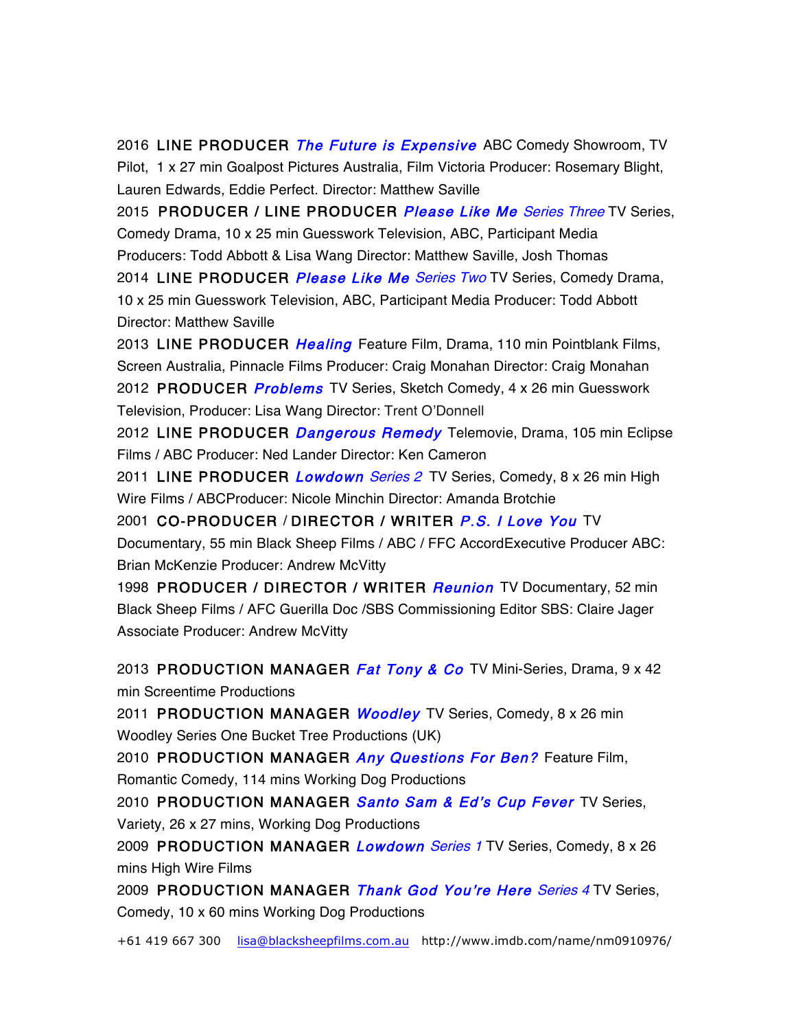2016 **LINE PRODUCER** ***The Future is Expensive*** ABC Comedy Showroom, TV Pilot, 1 x 27 min Goalpost Pictures Australia, Film Victoria Producer: Rosemary Blight, Lauren Edwards, Eddie Perfect. Director: Matthew Saville

2015 **PRODUCER / LINE PRODUCER** ***Please Like Me*** *Series Three* TV Series, Comedy Drama, 10 x 25 min Guesswork Television, ABC, Participant Media Producers: Todd Abbott & Lisa Wang Director: Matthew Saville, Josh Thomas

2014 **LINE PRODUCER** ***Please Like Me*** *Series Two* TV Series, Comedy Drama, 10 x 25 min Guesswork Television, ABC, Participant Media Producer: Todd Abbott Director: Matthew Saville

2013 **LINE PRODUCER** ***Healing*** Feature Film, Drama, 110 min Pointblank Films, Screen Australia, Pinnacle Films Producer: Craig Monahan Director: Craig Monahan

2012 **PRODUCER** ***Problems*** TV Series, Sketch Comedy, 4 x 26 min Guesswork Television, Producer: Lisa Wang Director: Trent O'Donnell

2012 **LINE PRODUCER** ***Dangerous Remedy*** Telemovie, Drama, 105 min Eclipse Films / ABC Producer: Ned Lander Director: Ken Cameron

2011 **LINE PRODUCER** ***Lowdown*** *Series 2* TV Series, Comedy, 8 x 26 min High Wire Films / ABCProducer: Nicole Minchin Director: Amanda Brotchie

2001 **CO-PRODUCER / DIRECTOR / WRITER** ***P.S. I Love You*** TV Documentary, 55 min Black Sheep Films / ABC / FFC AccordExecutive Producer ABC: Brian McKenzie Producer: Andrew McVitty

1998 **PRODUCER / DIRECTOR / WRITER** ***Reunion*** TV Documentary, 52 min Black Sheep Films / AFC Guerilla Doc /SBS Commissioning Editor SBS: Claire Jager Associate Producer: Andrew McVitty

2013 **PRODUCTION MANAGER** ***Fat Tony & Co*** TV Mini-Series, Drama, 9 x 42 min Screentime Productions

2011 **PRODUCTION MANAGER** ***Woodley*** TV Series, Comedy, 8 x 26 min Woodley Series One Bucket Tree Productions (UK)

2010 **PRODUCTION MANAGER** ***Any Questions For Ben?*** Feature Film, Romantic Comedy, 114 mins Working Dog Productions

2010 **PRODUCTION MANAGER** ***Santo Sam & Ed's Cup Fever*** TV Series, Variety, 26 x 27 mins, Working Dog Productions

2009 **PRODUCTION MANAGER** ***Lowdown*** *Series 1* TV Series, Comedy, 8 x 26 mins High Wire Films

2009 **PRODUCTION MANAGER** ***Thank God You're Here*** *Series 4* TV Series, Comedy, 10 x 60 mins Working Dog Productions

+61 419 667 300 lisa@blacksheepfilms.com.au http://www.imdb.com/name/nm0910976/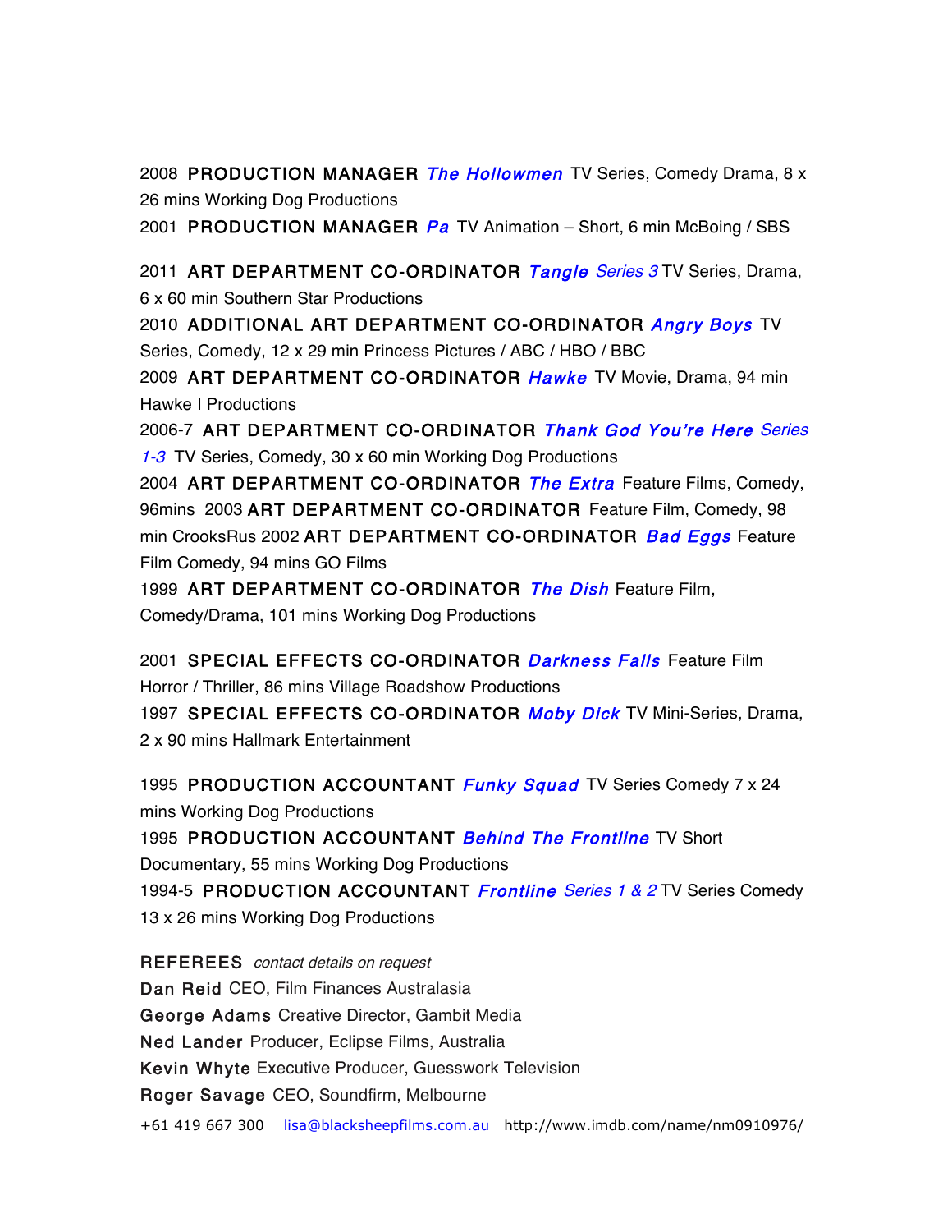2008 **PRODUCTION MANAGER** ***The Hollowmen*** TV Series, Comedy Drama, 8 x 26 mins Working Dog Productions

2001 **PRODUCTION MANAGER** ***Pa*** TV Animation – Short, 6 min McBoing / SBS

2011 **ART DEPARTMENT CO-ORDINATOR** ***Tangle*** *Series 3* TV Series, Drama, 6 x 60 min Southern Star Productions

2010 **ADDITIONAL ART DEPARTMENT CO-ORDINATOR** ***Angry Boys*** TV Series, Comedy, 12 x 29 min Princess Pictures / ABC / HBO / BBC

2009 **ART DEPARTMENT CO-ORDINATOR** ***Hawke*** TV Movie, Drama, 94 min Hawke I Productions

2006-7 **ART DEPARTMENT CO-ORDINATOR** ***Thank God You're Here*** *Series 1-3* TV Series, Comedy, 30 x 60 min Working Dog Productions

2004 **ART DEPARTMENT CO-ORDINATOR** ***The Extra*** Feature Films, Comedy, 96mins 2003 **ART DEPARTMENT CO-ORDINATOR** Feature Film, Comedy, 98 min CrooksRus 2002 **ART DEPARTMENT CO-ORDINATOR** ***Bad Eggs*** Feature Film Comedy, 94 mins GO Films

1999 **ART DEPARTMENT CO-ORDINATOR** ***The Dish*** Feature Film, Comedy/Drama, 101 mins Working Dog Productions

2001 **SPECIAL EFFECTS CO-ORDINATOR** ***Darkness Falls*** Feature Film Horror / Thriller, 86 mins Village Roadshow Productions

1997 **SPECIAL EFFECTS CO-ORDINATOR** ***Moby Dick*** TV Mini-Series, Drama, 2 x 90 mins Hallmark Entertainment

1995 **PRODUCTION ACCOUNTANT** ***Funky Squad*** TV Series Comedy 7 x 24 mins Working Dog Productions

1995 **PRODUCTION ACCOUNTANT** ***Behind The Frontline*** TV Short Documentary, 55 mins Working Dog Productions

1994-5 **PRODUCTION ACCOUNTANT** ***Frontline*** *Series 1 & 2* TV Series Comedy 13 x 26 mins Working Dog Productions

**REFEREES** *contact details on request*

**Dan Reid** CEO, Film Finances Australasia

**George Adams** Creative Director, Gambit Media

**Ned Lander** Producer, Eclipse Films, Australia

**Kevin Whyte** Executive Producer, Guesswork Television

**Roger Savage** CEO, Soundfirm, Melbourne

+61 419 667 300 lisa@blacksheepfilms.com.au http://www.imdb.com/name/nm0910976/